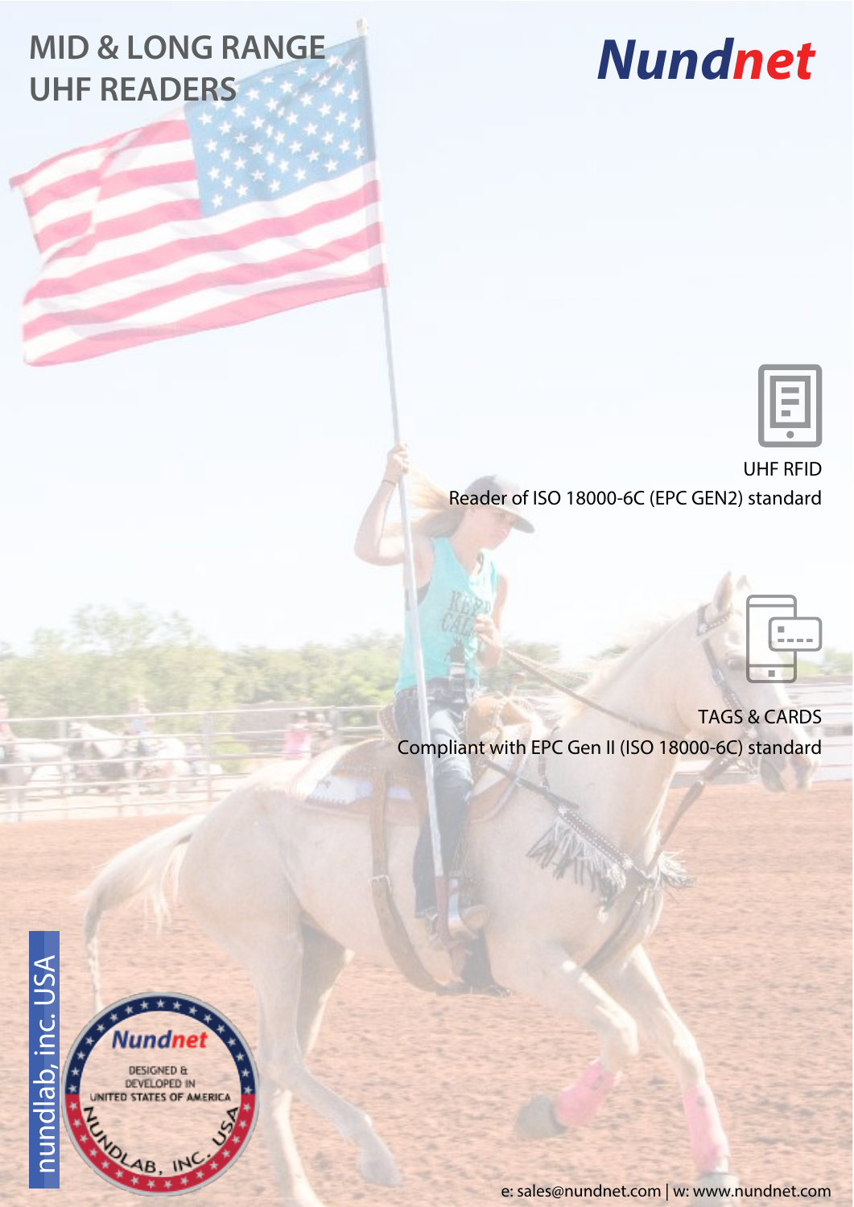# MID & LONG RANGE UHF READERS

**Nundnet**

UHF RFID
Reader of ISO 18000-6C (EPC GEN2) standard

TAGS & CARDS
Compliant with EPC Gen II (ISO 18000-6C) standard

nundlab, inc. USA

Nundnet
DESIGNED & DEVELOPED IN UNITED STATES OF AMERICA
NUNDLAB, INC. USA

e: sales@nundnet.com | w: www.nundnet.com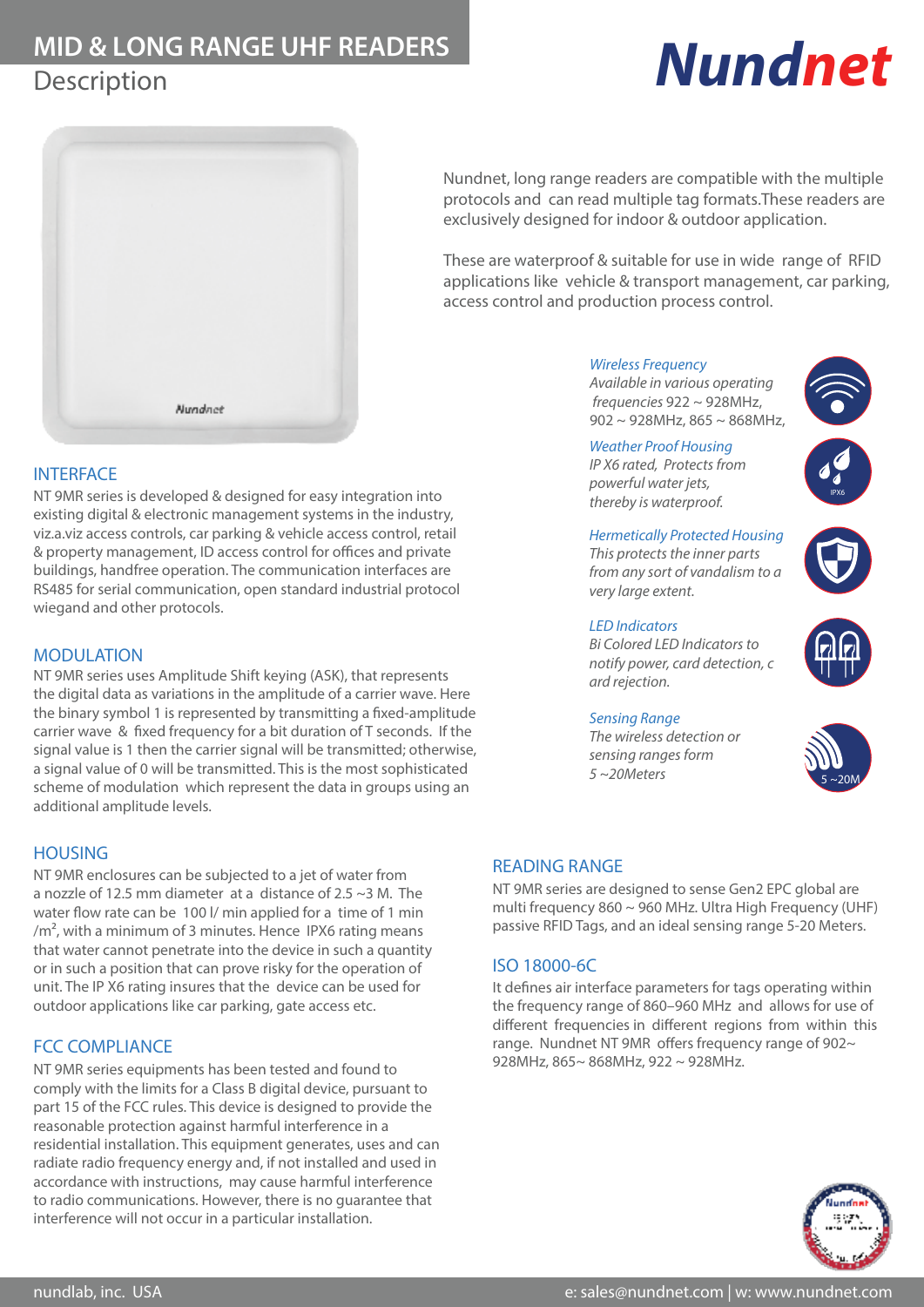# MID & LONG RANGE UHF READERS

## Description

**Nundnet**

Nundnet, long range readers are compatible with the multiple protocols and can read multiple tag formats.These readers are exclusively designed for indoor & outdoor application.

These are waterproof & suitable for use in wide range of RFID applications like vehicle & transport management, car parking, access control and production process control.

*Wireless Frequency*
*Available in various operating frequencies 922 ~ 928MHz, 902 ~ 928MHz, 865 ~ 868MHz,*

*Weather Proof Housing*
*IP X6 rated, Protects from powerful water jets, thereby is waterproof.*

*Hermetically Protected Housing*
*This protects the inner parts from any sort of vandalism to a very large extent.*

*LED Indicators*
*Bi Colored LED Indicators to notify power, card detection, c card rejection.*

*Sensing Range*
*The wireless detection or sensing ranges form 5 ~20Meters*

## INTERFACE

NT 9MR series is developed & designed for easy integration into existing digital & electronic management systems in the industry, viz.a.viz access controls, car parking & vehicle access control, retail & property management, ID access control for offices and private buildings, handfree operation. The communication interfaces are RS485 for serial communication, open standard industrial protocol wiegand and other protocols.

## MODULATION

NT 9MR series uses Amplitude Shift keying (ASK), that represents the digital data as variations in the amplitude of a carrier wave. Here the binary symbol 1 is represented by transmitting a fixed-amplitude carrier wave & fixed frequency for a bit duration of T seconds. If the signal value is 1 then the carrier signal will be transmitted; otherwise, a signal value of 0 will be transmitted. This is the most sophisticated scheme of modulation which represent the data in groups using an additional amplitude levels.

## HOUSING

NT 9MR enclosures can be subjected to a jet of water from a nozzle of 12.5 mm diameter at a distance of 2.5 ~3 M. The water flow rate can be 100 l/ min applied for a time of 1 min /m$^2$, with a minimum of 3 minutes. Hence IPX6 rating means that water cannot penetrate into the device in such a quantity or in such a position that can prove risky for the operation of unit. The IP X6 rating insures that the device can be used for outdoor applications like car parking, gate access etc.

## FCC COMPLIANCE

NT 9MR series equipments has been tested and found to comply with the limits for a Class B digital device, pursuant to part 15 of the FCC rules. This device is designed to provide the reasonable protection against harmful interference in a residential installation. This equipment generates, uses and can radiate radio frequency energy and, if not installed and used in accordance with instructions, may cause harmful interference to radio communications. However, there is no guarantee that interference will not occur in a particular installation.

## READING RANGE

NT 9MR series are designed to sense Gen2 EPC global are multi frequency 860 ~ 960 MHz. Ultra High Frequency (UHF) passive RFID Tags, and an ideal sensing range 5-20 Meters.

## ISO 18000-6C

It defines air interface parameters for tags operating within the frequency range of 860–960 MHz and allows for use of different frequencies in different regions from within this range. Nundnet NT 9MR offers frequency range of 902~ 928MHz, 865~ 868MHz, 922 ~ 928MHz.

nundlab, inc. USA    e: sales@nundnet.com | w: www.nundnet.com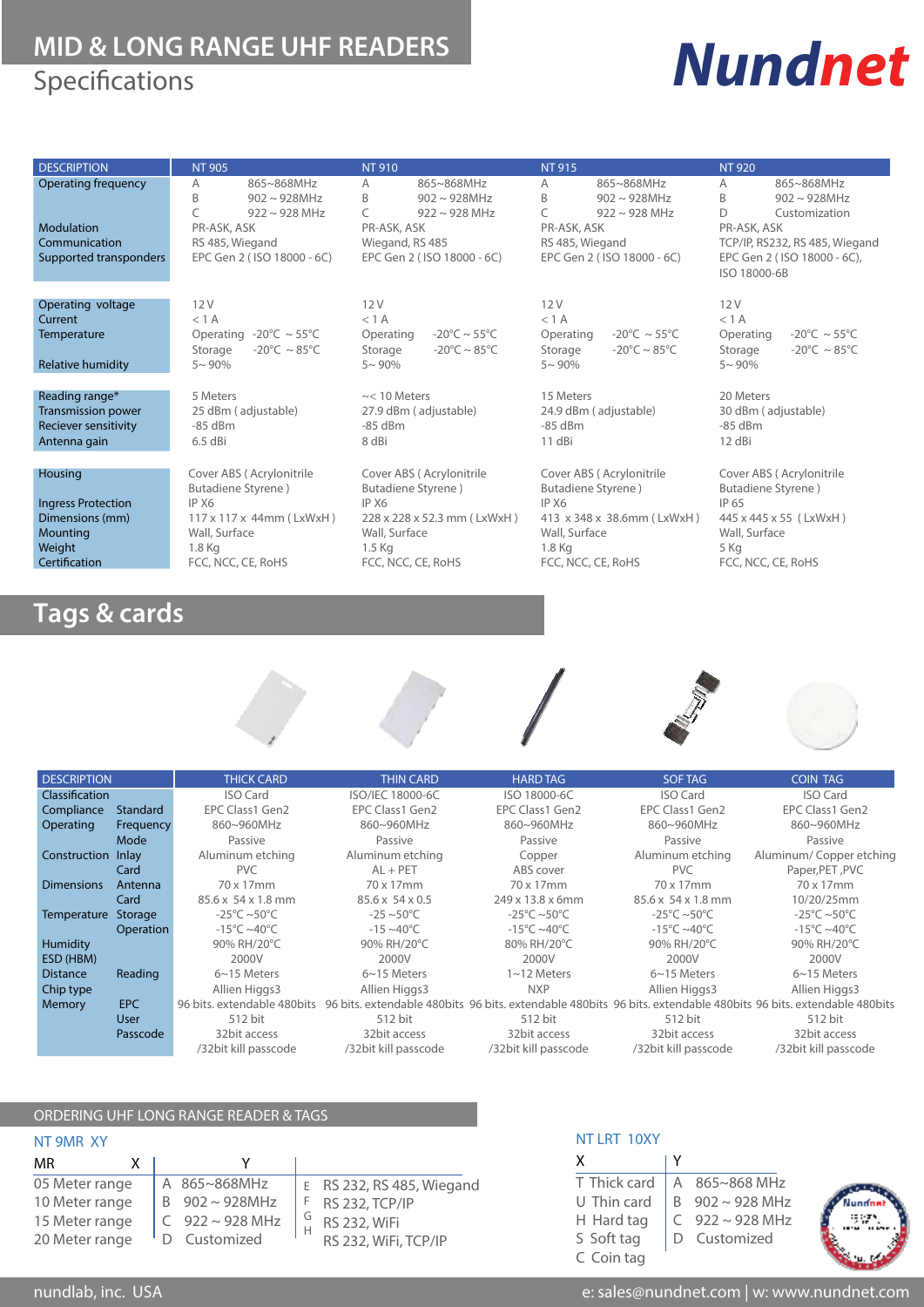# MID & LONG RANGE UHF READERS

Specifications

Nundnet

| DESCRIPTION | NT 905 | NT 910 | NT 915 | NT 920 |
|---|---|---|---|---|
| Operating frequency | A 865~868MHz<br>B 902 ~ 928MHz<br>C 922 ~ 928 MHz | A 865~868MHz<br>B 902 ~ 928MHz<br>C 922 ~ 928 MHz | A 865~868MHz<br>B 902 ~ 928MHz<br>C 922 ~ 928 MHz | A 865~868MHz<br>B 902 ~ 928MHz<br>D Customization |
| Modulation | PR-ASK, ASK | PR-ASK, ASK | PR-ASK, ASK | PR-ASK, ASK |
| Communication | RS 485, Wiegand | Wiegand, RS 485 | RS 485, Wiegand | TCP/IP, RS232, RS 485, Wiegand |
| Supported transponders | EPC Gen 2 ( ISO 18000 - 6C) | EPC Gen 2 ( ISO 18000 - 6C) | EPC Gen 2 ( ISO 18000 - 6C) | EPC Gen 2 ( ISO 18000 - 6C), ISO 18000-6B |
| Operating voltage | 12 V | 12 V | 12 V | 12 V |
| Current | < 1 A | < 1 A | < 1 A | < 1 A |
| Temperature | Operating -20°C ~ 55°C<br>Storage -20°C ~ 85°C | Operating -20°C ~ 55°C<br>Storage -20°C ~ 85°C | Operating -20°C ~ 55°C<br>Storage -20°C ~ 85°C | Operating -20°C ~ 55°C<br>Storage -20°C ~ 85°C |
| Relative humidity | 5~ 90% | 5~ 90% | 5~ 90% | 5~ 90% |
| Reading range* | 5 Meters | ~< 10 Meters | 15 Meters | 20 Meters |
| Transmission power | 25 dBm ( adjustable) | 27.9 dBm ( adjustable) | 24.9 dBm ( adjustable) | 30 dBm ( adjustable) |
| Reciever sensitivity | -85 dBm | -85 dBm | -85 dBm | -85 dBm |
| Antenna gain | 6.5 dBi | 8 dBi | 11 dBi | 12 dBi |
| Housing | Cover ABS ( Acrylonitrile Butadiene Styrene ) | Cover ABS ( Acrylonitrile Butadiene Styrene ) | Cover ABS ( Acrylonitrile Butadiene Styrene ) | Cover ABS ( Acrylonitrile Butadiene Styrene ) |
| Ingress Protection | IP X6 | IP X6 | IP X6 | IP 65 |
| Dimensions (mm) | 117 x 117 x 44mm ( LxWxH ) | 228 x 228 x 52.3 mm ( LxWxH ) | 413 x 348 x 38.6mm ( LxWxH ) | 445 x 445 x 55 ( LxWxH ) |
| Mounting | Wall, Surface | Wall, Surface | Wall, Surface | Wall, Surface |
| Weight | 1.8 Kg | 1.5 Kg | 1.8 Kg | 5 Kg |
| Certification | FCC, NCC, CE, RoHS | FCC, NCC, CE, RoHS | FCC, NCC, CE, RoHS | FCC, NCC, CE, RoHS |

## Tags & cards

| DESCRIPTION | | THICK CARD | THIN CARD | HARD TAG | SOF TAG | COIN TAG |
|---|---|---|---|---|---|---|
| Classification | | ISO Card | ISO/IEC 18000-6C | ISO 18000-6C | ISO Card | ISO Card |
| Compliance | Standard | EPC Class1 Gen2 | EPC Class1 Gen2 | EPC Class1 Gen2 | EPC Class1 Gen2 | EPC Class1 Gen2 |
| Operating | Frequency | 860~960MHz | 860~960MHz | 860~960MHz | 860~960MHz | 860~960MHz |
| | Mode | Passive | Passive | Passive | Passive | Passive |
| Construction | Inlay | Aluminum etching | Aluminum etching | Copper | Aluminum etching | Aluminum/ Copper etching |
| | Card | PVC | AL + PET | ABS cover | PVC | Paper,PET ,PVC |
| Dimensions | Antenna | 70 x 17mm | 70 x 17mm | 70 x 17mm | 70 x 17mm | 70 x 17mm |
| | Card | 85.6 x 54 x 1.8 mm | 85.6 x 54 x 0.5 | 249 x 13.8 x 6mm | 85.6 x 54 x 1.8 mm | 10/20/25mm |
| Temperature | Storage | -25°C ~50°C | -25 ~50°C | -25°C ~50°C | -25°C ~50°C | -25°C ~50°C |
| | Operation | -15°C ~40°C | -15 ~40°C | -15°C ~40°C | -15°C ~40°C | -15°C ~40°C |
| Humidity | | 90% RH/20°C | 90% RH/20°C | 80% RH/20°C | 90% RH/20°C | 90% RH/20°C |
| ESD (HBM) | | 2000V | 2000V | 2000V | 2000V | 2000V |
| Distance | Reading | 6~15 Meters | 6~15 Meters | 1~12 Meters | 6~15 Meters | 6~15 Meters |
| Chip type | | Allien Higgs3 | Allien Higgs3 | NXP | Allien Higgs3 | Allien Higgs3 |
| Memory | EPC | 96 bits. extendable 480bits | 96 bits. extendable 480bits | 96 bits. extendable 480bits | 96 bits. extendable 480bits | 96 bits. extendable 480bits |
| | User | 512 bit | 512 bit | 512 bit | 512 bit | 512 bit |
| | Passcode | 32bit access /32bit kill passcode | 32bit access /32bit kill passcode | 32bit access /32bit kill passcode | 32bit access /32bit kill passcode | 32bit access /32bit kill passcode |

## ORDERING UHF LONG RANGE READER & TAGS

**NT 9MR XY**

| MR | X | Y | |
|---|---|---|---|
| 05 Meter range | A 865~868MHz | E | RS 232, RS 485, Wiegand |
| 10 Meter range | B 902 ~ 928MHz | F | RS 232, TCP/IP |
| 15 Meter range | C 922 ~ 928 MHz | G | RS 232, WiFi |
| 20 Meter range | D Customized | H | RS 232, WiFi, TCP/IP |

**NT LRT 10XY**

| X | Y |
|---|---|
| T Thick card | A 865~868 MHz |
| U Thin card | B 902 ~ 928 MHz |
| H Hard tag | C 922 ~ 928 MHz |
| S Soft tag | D Customized |
| C Coin tag | |

nundlab, inc. USA

e: sales@nundnet.com | w: www.nundnet.com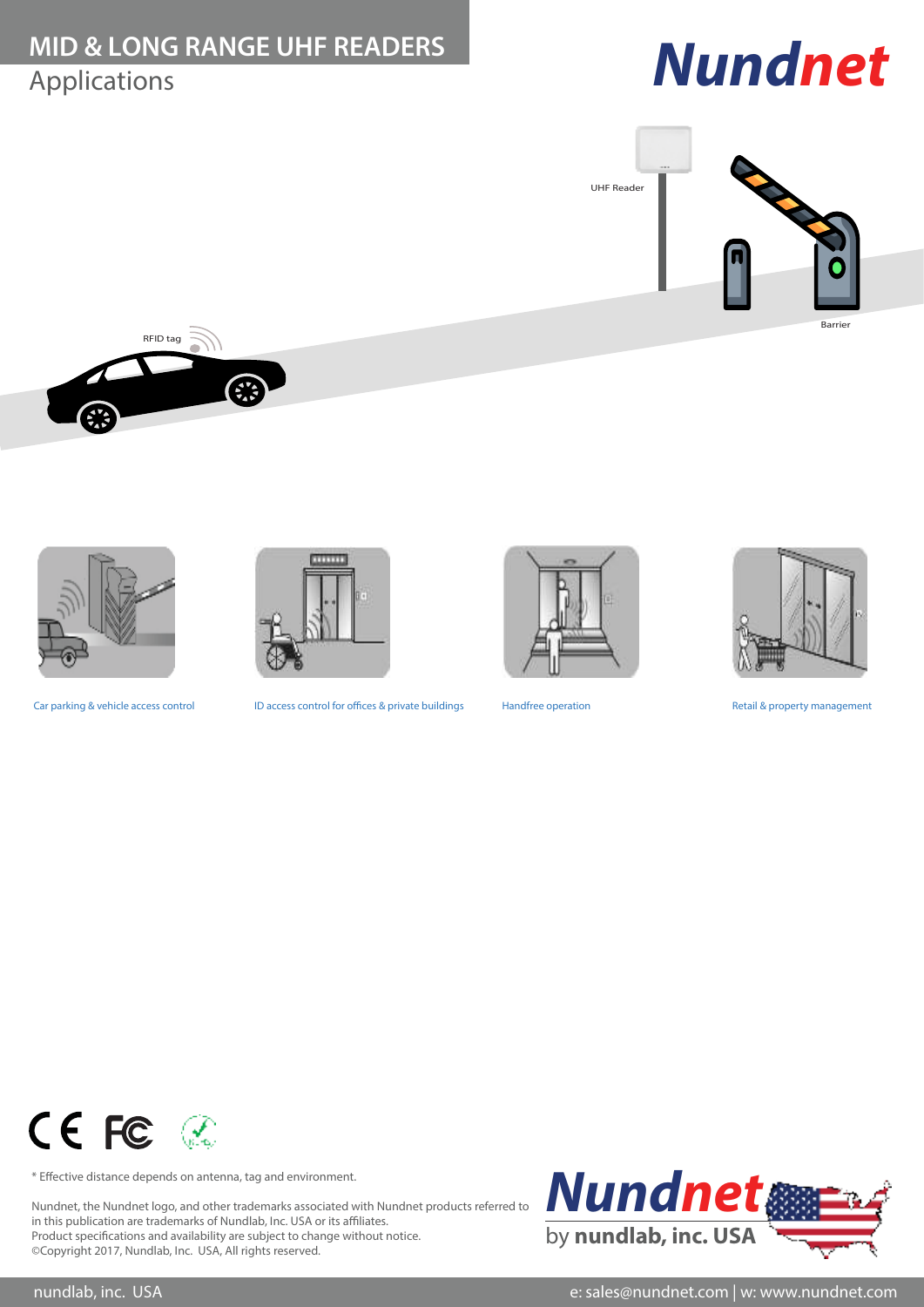# MID & LONG RANGE UHF READERS

## Applications

**Nundnet**

UHF Reader

Barrier

RFID tag

Car parking & vehicle access control

ID access control for offices & private buildings

Handfree operation

Retail & property management

* Effective distance depends on antenna, tag and environment.

Nundnet, the Nundnet logo, and other trademarks associated with Nundnet products referred to in this publication are trademarks of Nundlab, Inc. USA or its affiliates.
Product specifications and availability are subject to change without notice.
©Copyright 2017, Nundlab, Inc. USA, All rights reserved.

**Nundnet**
by **nundlab, inc. USA**

nundlab, inc. USA

e: sales@nundnet.com | w: www.nundnet.com